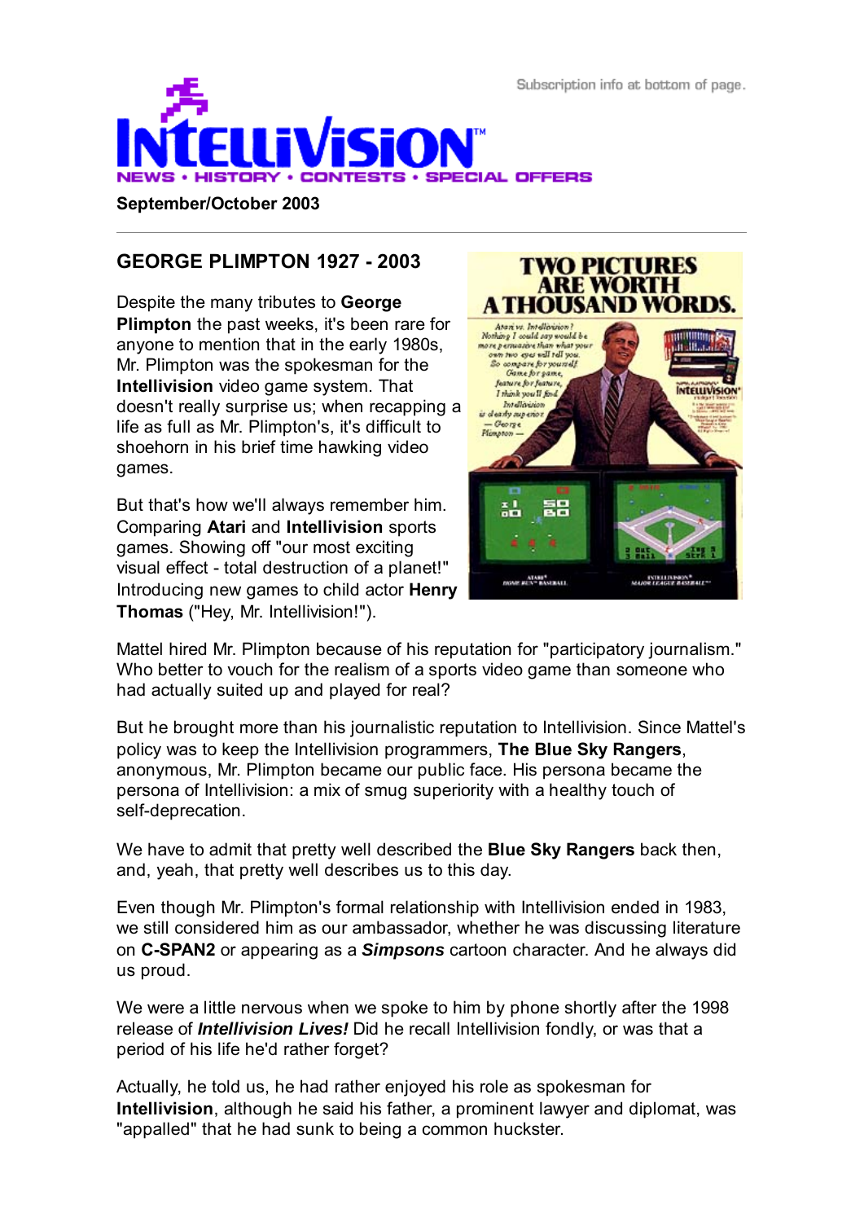Subscription info at bottom of page.

# INTELLIVISION™

NEWS • HISTORY • CONTESTS • SPECIAL OFFERS

**September/October 2003**

---

## GEORGE PLIMPTON 1927 - 2003

Despite the many tributes to **George Plimpton** the past weeks, it's been rare for anyone to mention that in the early 1980s, Mr. Plimpton was the spokesman for the **Intellivision** video game system. That doesn't really surprise us; when recapping a life as full as Mr. Plimpton's, it's difficult to shoehorn in his brief time hawking video games.

But that's how we'll always remember him. Comparing **Atari** and **Intellivision** sports games. Showing off "our most exciting visual effect - total destruction of a planet!" Introducing new games to child actor **Henry Thomas** ("Hey, Mr. Intellivision!").

Mattel hired Mr. Plimpton because of his reputation for "participatory journalism." Who better to vouch for the realism of a sports video game than someone who had actually suited up and played for real?

But he brought more than his journalistic reputation to Intellivision. Since Mattel's policy was to keep the Intellivision programmers, **The Blue Sky Rangers**, anonymous, Mr. Plimpton became our public face. His persona became the persona of Intellivision: a mix of smug superiority with a healthy touch of self-deprecation.

We have to admit that pretty well described the **Blue Sky Rangers** back then, and, yeah, that pretty well describes us to this day.

Even though Mr. Plimpton's formal relationship with Intellivision ended in 1983, we still considered him as our ambassador, whether he was discussing literature on **C-SPAN2** or appearing as a ***Simpsons*** cartoon character. And he always did us proud.

We were a little nervous when we spoke to him by phone shortly after the 1998 release of ***Intellivision Lives!*** Did he recall Intellivision fondly, or was that a period of his life he'd rather forget?

Actually, he told us, he had rather enjoyed his role as spokesman for **Intellivision**, although he said his father, a prominent lawyer and diplomat, was "appalled" that he had sunk to being a common huckster.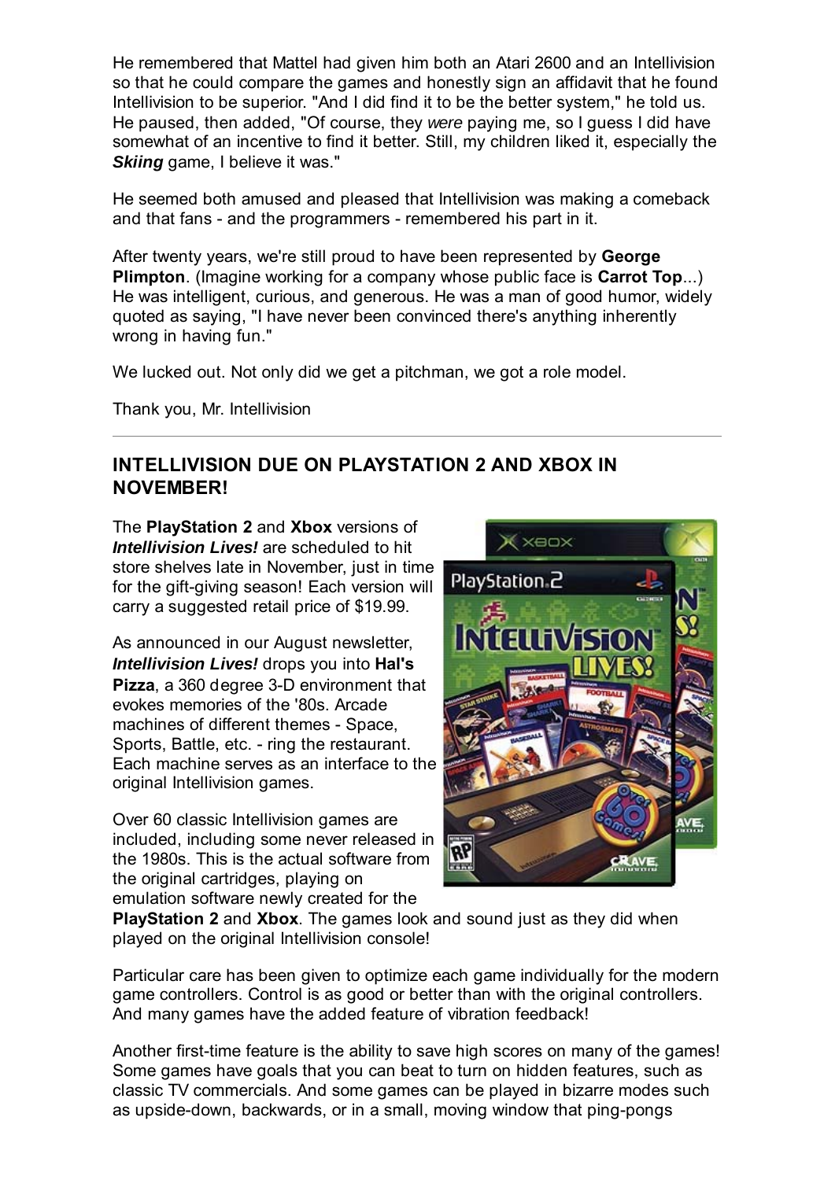He remembered that Mattel had given him both an Atari 2600 and an Intellivision so that he could compare the games and honestly sign an affidavit that he found Intellivision to be superior. "And I did find it to be the better system," he told us. He paused, then added, "Of course, they *were* paying me, so I guess I did have somewhat of an incentive to find it better. Still, my children liked it, especially the ***Skiing*** game, I believe it was."

He seemed both amused and pleased that Intellivision was making a comeback and that fans - and the programmers - remembered his part in it.

After twenty years, we're still proud to have been represented by **George Plimpton**. (Imagine working for a company whose public face is **Carrot Top**...) He was intelligent, curious, and generous. He was a man of good humor, widely quoted as saying, "I have never been convinced there's anything inherently wrong in having fun."

We lucked out. Not only did we get a pitchman, we got a role model.

Thank you, Mr. Intellivision

---

## INTELLIVISION DUE ON PLAYSTATION 2 AND XBOX IN NOVEMBER!

The **PlayStation 2** and **Xbox** versions of ***Intellivision Lives!*** are scheduled to hit store shelves late in November, just in time for the gift-giving season! Each version will carry a suggested retail price of $19.99.

As announced in our August newsletter, ***Intellivision Lives!*** drops you into **Hal's Pizza**, a 360 degree 3-D environment that evokes memories of the '80s. Arcade machines of different themes - Space, Sports, Battle, etc. - ring the restaurant. Each machine serves as an interface to the original Intellivision games.

Over 60 classic Intellivision games are included, including some never released in the 1980s. This is the actual software from the original cartridges, playing on emulation software newly created for the **PlayStation 2** and **Xbox**. The games look and sound just as they did when played on the original Intellivision console!

Particular care has been given to optimize each game individually for the modern game controllers. Control is as good or better than with the original controllers. And many games have the added feature of vibration feedback!

Another first-time feature is the ability to save high scores on many of the games! Some games have goals that you can beat to turn on hidden features, such as classic TV commercials. And some games can be played in bizarre modes such as upside-down, backwards, or in a small, moving window that ping-pongs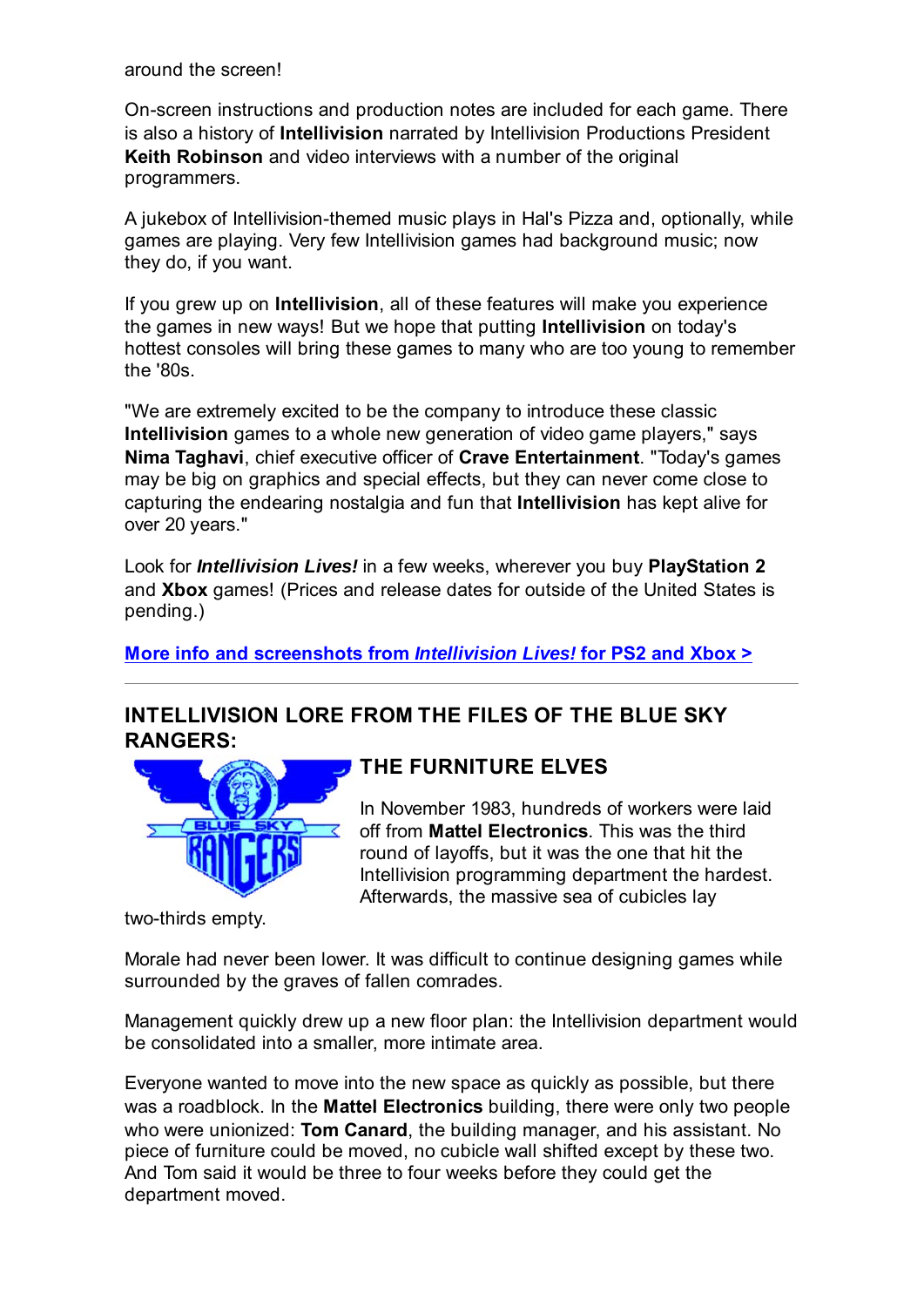around the screen!

On-screen instructions and production notes are included for each game. There is also a history of **Intellivision** narrated by Intellivision Productions President **Keith Robinson** and video interviews with a number of the original programmers.

A jukebox of Intellivision-themed music plays in Hal's Pizza and, optionally, while games are playing. Very few Intellivision games had background music; now they do, if you want.

If you grew up on **Intellivision**, all of these features will make you experience the games in new ways! But we hope that putting **Intellivision** on today's hottest consoles will bring these games to many who are too young to remember the '80s.

"We are extremely excited to be the company to introduce these classic **Intellivision** games to a whole new generation of video game players," says **Nima Taghavi**, chief executive officer of **Crave Entertainment**. "Today's games may be big on graphics and special effects, but they can never come close to capturing the endearing nostalgia and fun that **Intellivision** has kept alive for over 20 years."

Look for ***Intellivision Lives!*** in a few weeks, wherever you buy **PlayStation 2** and **Xbox** games! (Prices and release dates for outside of the United States is pending.)

**More info and screenshots from *Intellivision Lives!* for PS2 and Xbox >**

---

## INTELLIVISION LORE FROM THE FILES OF THE BLUE SKY RANGERS:

### THE FURNITURE ELVES

In November 1983, hundreds of workers were laid off from **Mattel Electronics**. This was the third round of layoffs, but it was the one that hit the Intellivision programming department the hardest. Afterwards, the massive sea of cubicles lay two-thirds empty.

Morale had never been lower. It was difficult to continue designing games while surrounded by the graves of fallen comrades.

Management quickly drew up a new floor plan: the Intellivision department would be consolidated into a smaller, more intimate area.

Everyone wanted to move into the new space as quickly as possible, but there was a roadblock. In the **Mattel Electronics** building, there were only two people who were unionized: **Tom Canard**, the building manager, and his assistant. No piece of furniture could be moved, no cubicle wall shifted except by these two. And Tom said it would be three to four weeks before they could get the department moved.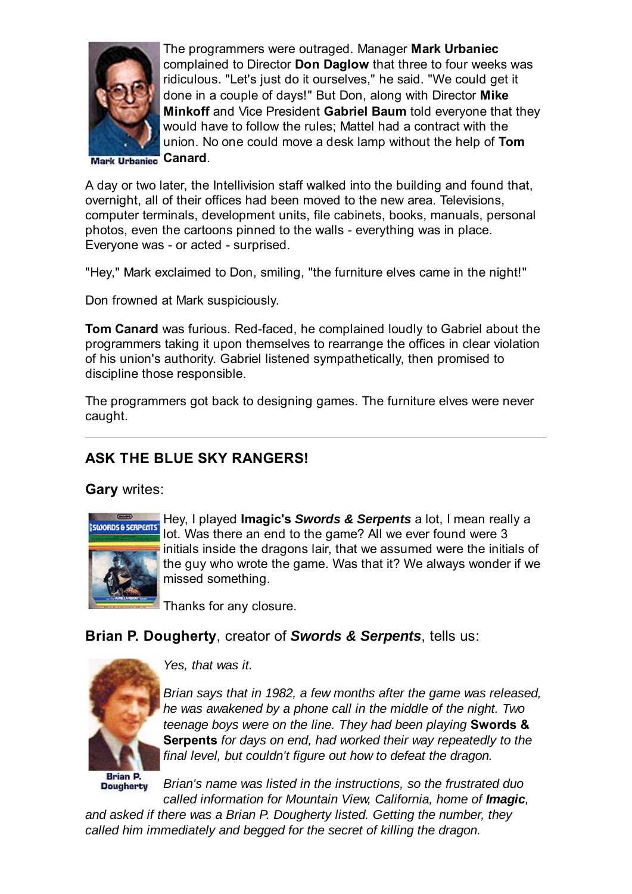Mark Urbaniec

The programmers were outraged. Manager **Mark Urbaniec** complained to Director **Don Daglow** that three to four weeks was ridiculous. "Let's just do it ourselves," he said. "We could get it done in a couple of days!" But Don, along with Director **Mike Minkoff** and Vice President **Gabriel Baum** told everyone that they would have to follow the rules; Mattel had a contract with the union. No one could move a desk lamp without the help of **Tom Canard**.

A day or two later, the Intellivision staff walked into the building and found that, overnight, all of their offices had been moved to the new area. Televisions, computer terminals, development units, file cabinets, books, manuals, personal photos, even the cartoons pinned to the walls - everything was in place. Everyone was - or acted - surprised.

"Hey," Mark exclaimed to Don, smiling, "the furniture elves came in the night!"

Don frowned at Mark suspiciously.

**Tom Canard** was furious. Red-faced, he complained loudly to Gabriel about the programmers taking it upon themselves to rearrange the offices in clear violation of his union's authority. Gabriel listened sympathetically, then promised to discipline those responsible.

The programmers got back to designing games. The furniture elves were never caught.

---

## ASK THE BLUE SKY RANGERS!

**Gary** writes:

Hey, I played **Imagic's *Swords & Serpents*** a lot, I mean really a lot. Was there an end to the game? All we ever found were 3 initials inside the dragons lair, that we assumed were the initials of the guy who wrote the game. Was that it? We always wonder if we missed something.

Thanks for any closure.

**Brian P. Dougherty**, creator of ***Swords & Serpents***, tells us:

Brian P. Dougherty

*Yes, that was it.*

*Brian says that in 1982, a few months after the game was released, he was awakened by a phone call in the middle of the night. Two teenage boys were on the line. They had been playing* **Swords & Serpents** *for days on end, had worked their way repeatedly to the final level, but couldn't figure out how to defeat the dragon.*

*Brian's name was listed in the instructions, so the frustrated duo called information for Mountain View, California, home of* ***Imagic****, and asked if there was a Brian P. Dougherty listed. Getting the number, they called him immediately and begged for the secret of killing the dragon.*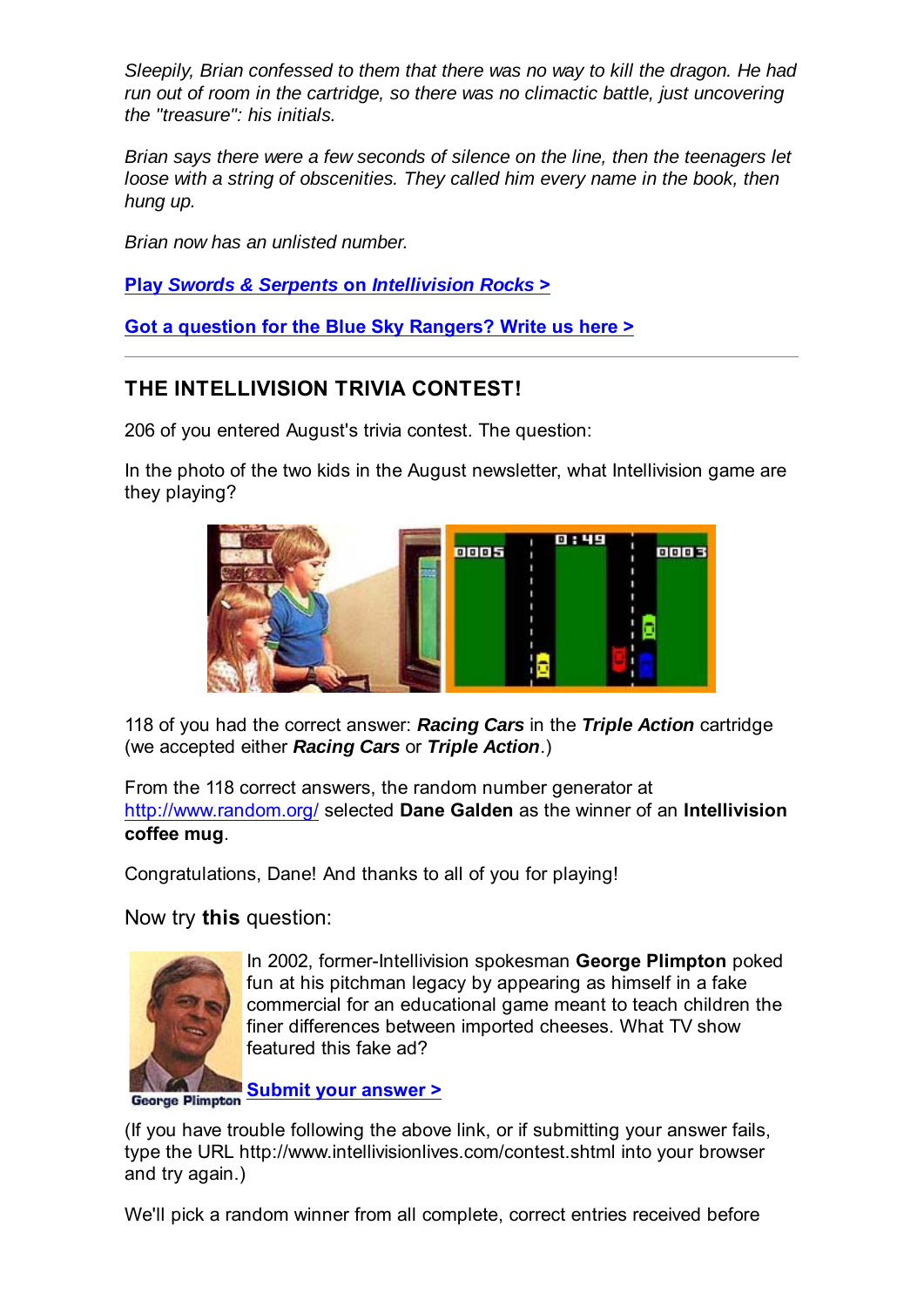*Sleepily, Brian confessed to them that there was no way to kill the dragon. He had run out of room in the cartridge, so there was no climactic battle, just uncovering the "treasure": his initials.*

*Brian says there were a few seconds of silence on the line, then the teenagers let loose with a string of obscenities. They called him every name in the book, then hung up.*

*Brian now has an unlisted number.*

**Play *Swords & Serpents* on *Intellivision Rocks* >**

**Got a question for the Blue Sky Rangers? Write us here >**

---

## THE INTELLIVISION TRIVIA CONTEST!

206 of you entered August's trivia contest. The question:

In the photo of the two kids in the August newsletter, what Intellivision game are they playing?

118 of you had the correct answer: ***Racing Cars*** in the ***Triple Action*** cartridge (we accepted either ***Racing Cars*** or ***Triple Action***.)

From the 118 correct answers, the random number generator at http://www.random.org/ selected **Dane Galden** as the winner of an **Intellivision coffee mug**.

Congratulations, Dane! And thanks to all of you for playing!

Now try **this** question:

In 2002, former-Intellivision spokesman **George Plimpton** poked fun at his pitchman legacy by appearing as himself in a fake commercial for an educational game meant to teach children the finer differences between imported cheeses. What TV show featured this fake ad?

George Plimpton

**Submit your answer >**

(If you have trouble following the above link, or if submitting your answer fails, type the URL http://www.intellivisionlives.com/contest.shtml into your browser and try again.)

We'll pick a random winner from all complete, correct entries received before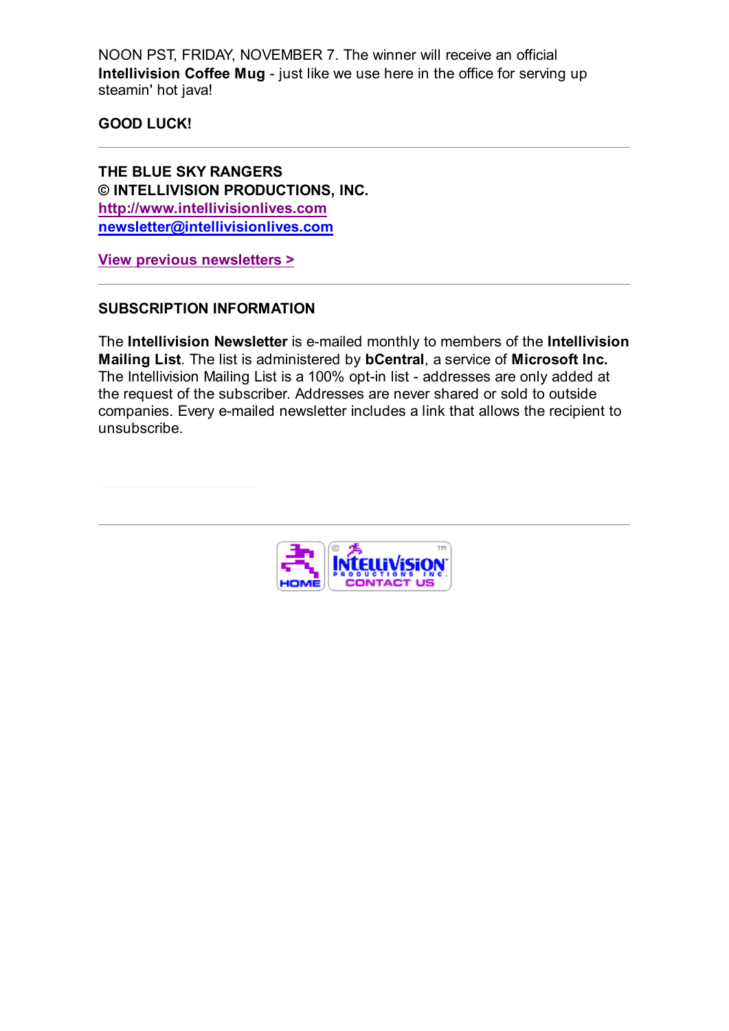NOON PST, FRIDAY, NOVEMBER 7. The winner will receive an official **Intellivision Coffee Mug** - just like we use here in the office for serving up steamin' hot java!

**GOOD LUCK!**

---

**THE BLUE SKY RANGERS**
**© INTELLIVISION PRODUCTIONS, INC.**
**http://www.intellivisionlives.com**
**newsletter@intellivisionlives.com**

**View previous newsletters >**

---

**SUBSCRIPTION INFORMATION**

The **Intellivision Newsletter** is e-mailed monthly to members of the **Intellivision Mailing List**. The list is administered by **bCentral**, a service of **Microsoft Inc.** The Intellivision Mailing List is a 100% opt-in list - addresses are only added at the request of the subscriber. Addresses are never shared or sold to outside companies. Every e-mailed newsletter includes a link that allows the recipient to unsubscribe.

---

HOME | INTELLIVISION PRODUCTIONS INC. CONTACT US